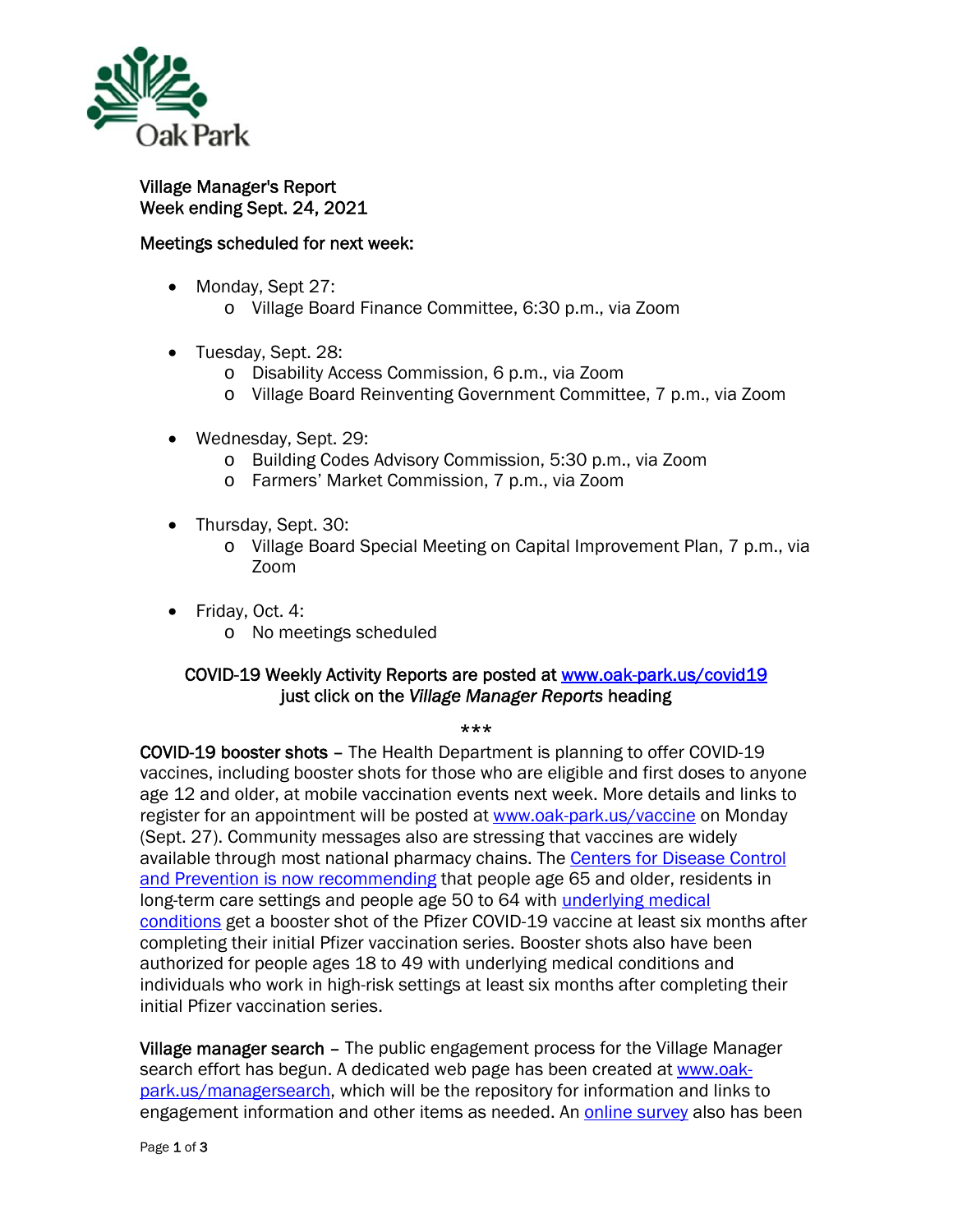Oak Park

Village Manager's Report
Week ending Sept. 24, 2021

Meetings scheduled for next week:

- Monday, Sept 27:
  - Village Board Finance Committee, 6:30 p.m., via Zoom

- Tuesday, Sept. 28:
  - Disability Access Commission, 6 p.m., via Zoom
  - Village Board Reinventing Government Committee, 7 p.m., via Zoom

- Wednesday, Sept. 29:
  - Building Codes Advisory Commission, 5:30 p.m., via Zoom
  - Farmers' Market Commission, 7 p.m., via Zoom

- Thursday, Sept. 30:
  - Village Board Special Meeting on Capital Improvement Plan, 7 p.m., via Zoom

- Friday, Oct. 4:
  - No meetings scheduled

COVID-19 Weekly Activity Reports are posted at [www.oak-park.us/covid19](www.oak-park.us/covid19) just click on the *Village Manager Reports* heading

***

**COVID-19 booster shots** – The Health Department is planning to offer COVID-19 vaccines, including booster shots for those who are eligible and first doses to anyone age 12 and older, at mobile vaccination events next week. More details and links to register for an appointment will be posted at [www.oak-park.us/vaccine](www.oak-park.us/vaccine) on Monday (Sept. 27). Community messages also are stressing that vaccines are widely available through most national pharmacy chains. The [Centers for Disease Control and Prevention is now recommending](#) that people age 65 and older, residents in long-term care settings and people age 50 to 64 with [underlying medical conditions](#) get a booster shot of the Pfizer COVID-19 vaccine at least six months after completing their initial Pfizer vaccination series. Booster shots also have been authorized for people ages 18 to 49 with underlying medical conditions and individuals who work in high-risk settings at least six months after completing their initial Pfizer vaccination series.

**Village manager search** – The public engagement process for the Village Manager search effort has begun. A dedicated web page has been created at [www.oak-park.us/managersearch](www.oak-park.us/managersearch), which will be the repository for information and links to engagement information and other items as needed. An [online survey](#) also has been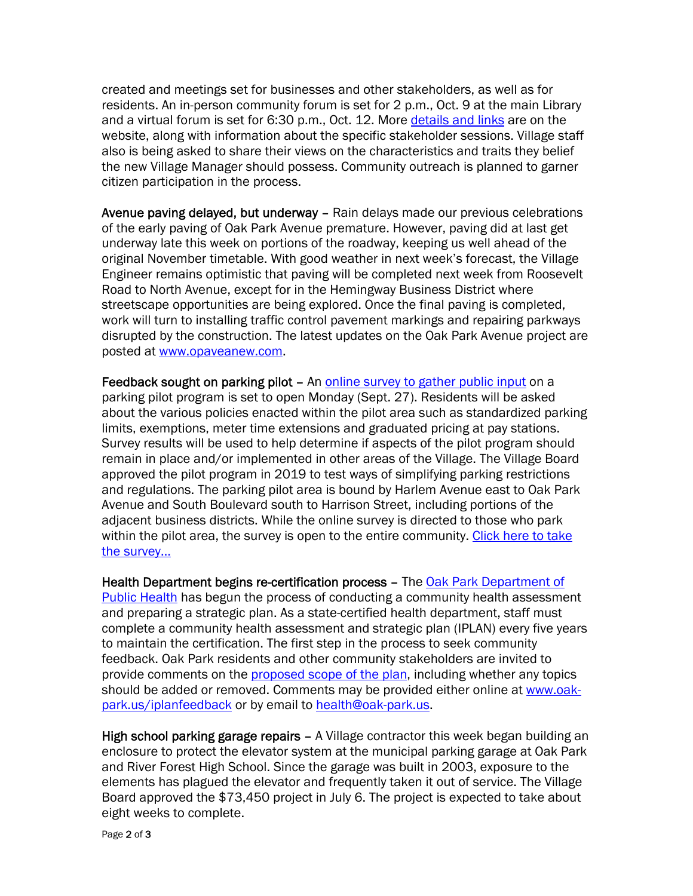created and meetings set for businesses and other stakeholders, as well as for residents. An in-person community forum is set for 2 p.m., Oct. 9 at the main Library and a virtual forum is set for 6:30 p.m., Oct. 12. More details and links are on the website, along with information about the specific stakeholder sessions. Village staff also is being asked to share their views on the characteristics and traits they belief the new Village Manager should possess. Community outreach is planned to garner citizen participation in the process.

**Avenue paving delayed, but underway** – Rain delays made our previous celebrations of the early paving of Oak Park Avenue premature. However, paving did at last get underway late this week on portions of the roadway, keeping us well ahead of the original November timetable. With good weather in next week's forecast, the Village Engineer remains optimistic that paving will be completed next week from Roosevelt Road to North Avenue, except for in the Hemingway Business District where streetscape opportunities are being explored. Once the final paving is completed, work will turn to installing traffic control pavement markings and repairing parkways disrupted by the construction. The latest updates on the Oak Park Avenue project are posted at www.opaveanew.com.

**Feedback sought on parking pilot** – An online survey to gather public input on a parking pilot program is set to open Monday (Sept. 27). Residents will be asked about the various policies enacted within the pilot area such as standardized parking limits, exemptions, meter time extensions and graduated pricing at pay stations. Survey results will be used to help determine if aspects of the pilot program should remain in place and/or implemented in other areas of the Village. The Village Board approved the pilot program in 2019 to test ways of simplifying parking restrictions and regulations. The parking pilot area is bound by Harlem Avenue east to Oak Park Avenue and South Boulevard south to Harrison Street, including portions of the adjacent business districts. While the online survey is directed to those who park within the pilot area, the survey is open to the entire community. Click here to take the survey…

**Health Department begins re-certification process** – The Oak Park Department of Public Health has begun the process of conducting a community health assessment and preparing a strategic plan. As a state-certified health department, staff must complete a community health assessment and strategic plan (IPLAN) every five years to maintain the certification. The first step in the process to seek community feedback. Oak Park residents and other community stakeholders are invited to provide comments on the proposed scope of the plan, including whether any topics should be added or removed. Comments may be provided either online at www.oak-park.us/iplanfeedback or by email to health@oak-park.us.

**High school parking garage repairs** – A Village contractor this week began building an enclosure to protect the elevator system at the municipal parking garage at Oak Park and River Forest High School. Since the garage was built in 2003, exposure to the elements has plagued the elevator and frequently taken it out of service. The Village Board approved the $73,450 project in July 6. The project is expected to take about eight weeks to complete.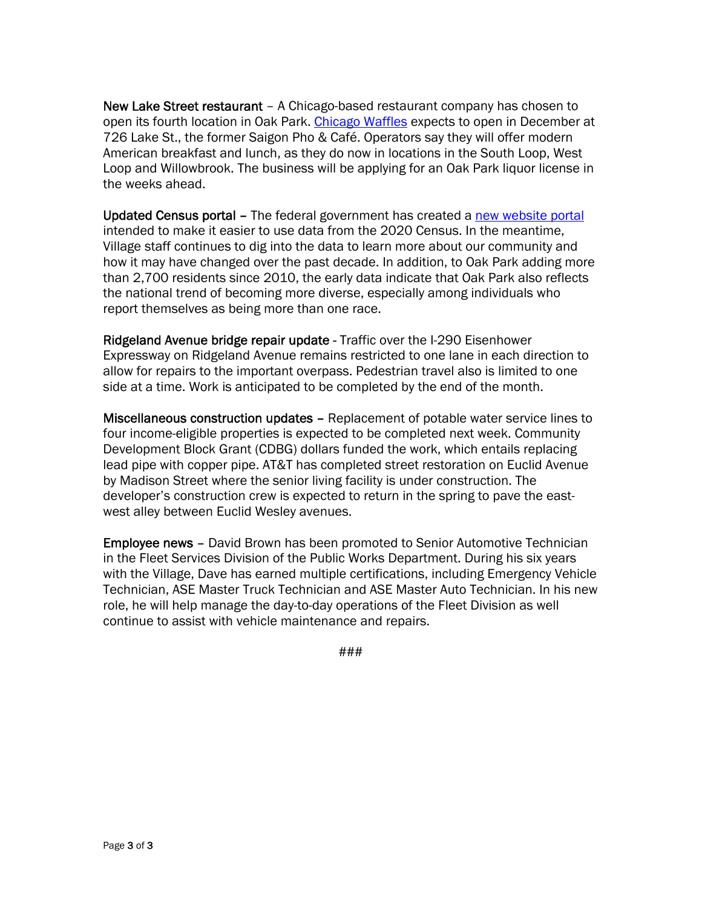**New Lake Street restaurant** – A Chicago-based restaurant company has chosen to open its fourth location in Oak Park. Chicago Waffles expects to open in December at 726 Lake St., the former Saigon Pho & Café. Operators say they will offer modern American breakfast and lunch, as they do now in locations in the South Loop, West Loop and Willowbrook. The business will be applying for an Oak Park liquor license in the weeks ahead.

**Updated Census portal** – The federal government has created a new website portal intended to make it easier to use data from the 2020 Census. In the meantime, Village staff continues to dig into the data to learn more about our community and how it may have changed over the past decade. In addition, to Oak Park adding more than 2,700 residents since 2010, the early data indicate that Oak Park also reflects the national trend of becoming more diverse, especially among individuals who report themselves as being more than one race.

**Ridgeland Avenue bridge repair update** - Traffic over the I-290 Eisenhower Expressway on Ridgeland Avenue remains restricted to one lane in each direction to allow for repairs to the important overpass. Pedestrian travel also is limited to one side at a time. Work is anticipated to be completed by the end of the month.

**Miscellaneous construction updates** – Replacement of potable water service lines to four income-eligible properties is expected to be completed next week. Community Development Block Grant (CDBG) dollars funded the work, which entails replacing lead pipe with copper pipe. AT&T has completed street restoration on Euclid Avenue by Madison Street where the senior living facility is under construction. The developer's construction crew is expected to return in the spring to pave the east-west alley between Euclid Wesley avenues.

**Employee news** – David Brown has been promoted to Senior Automotive Technician in the Fleet Services Division of the Public Works Department. During his six years with the Village, Dave has earned multiple certifications, including Emergency Vehicle Technician, ASE Master Truck Technician and ASE Master Auto Technician. In his new role, he will help manage the day-to-day operations of the Fleet Division as well continue to assist with vehicle maintenance and repairs.

###